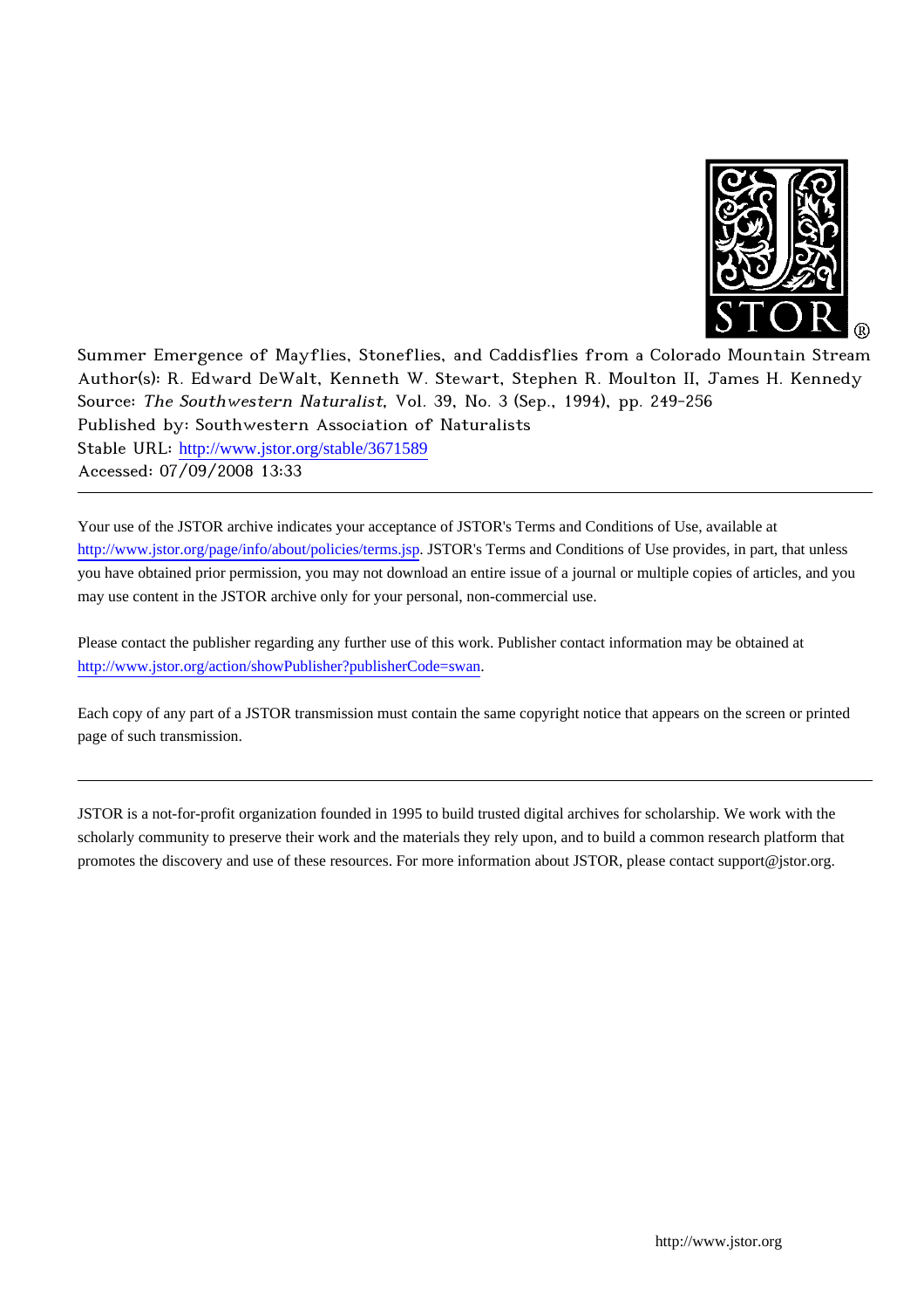Summer Emergence of Mayflies, Stoneflies, and Caddisflies from a Colorado Mountain Stream
Author(s): R. Edward DeWalt, Kenneth W. Stewart, Stephen R. Moulton II, James H. Kennedy
Source: *The Southwestern Naturalist*, Vol. 39, No. 3 (Sep., 1994), pp. 249-256
Published by: Southwestern Association of Naturalists
Stable URL: http://www.jstor.org/stable/3671589
Accessed: 07/09/2008 13:33

---

Your use of the JSTOR archive indicates your acceptance of JSTOR's Terms and Conditions of Use, available at http://www.jstor.org/page/info/about/policies/terms.jsp. JSTOR's Terms and Conditions of Use provides, in part, that unless you have obtained prior permission, you may not download an entire issue of a journal or multiple copies of articles, and you may use content in the JSTOR archive only for your personal, non-commercial use.

Please contact the publisher regarding any further use of this work. Publisher contact information may be obtained at http://www.jstor.org/action/showPublisher?publisherCode=swan.

Each copy of any part of a JSTOR transmission must contain the same copyright notice that appears on the screen or printed page of such transmission.

---

JSTOR is a not-for-profit organization founded in 1995 to build trusted digital archives for scholarship. We work with the scholarly community to preserve their work and the materials they rely upon, and to build a common research platform that promotes the discovery and use of these resources. For more information about JSTOR, please contact support@jstor.org.

http://www.jstor.org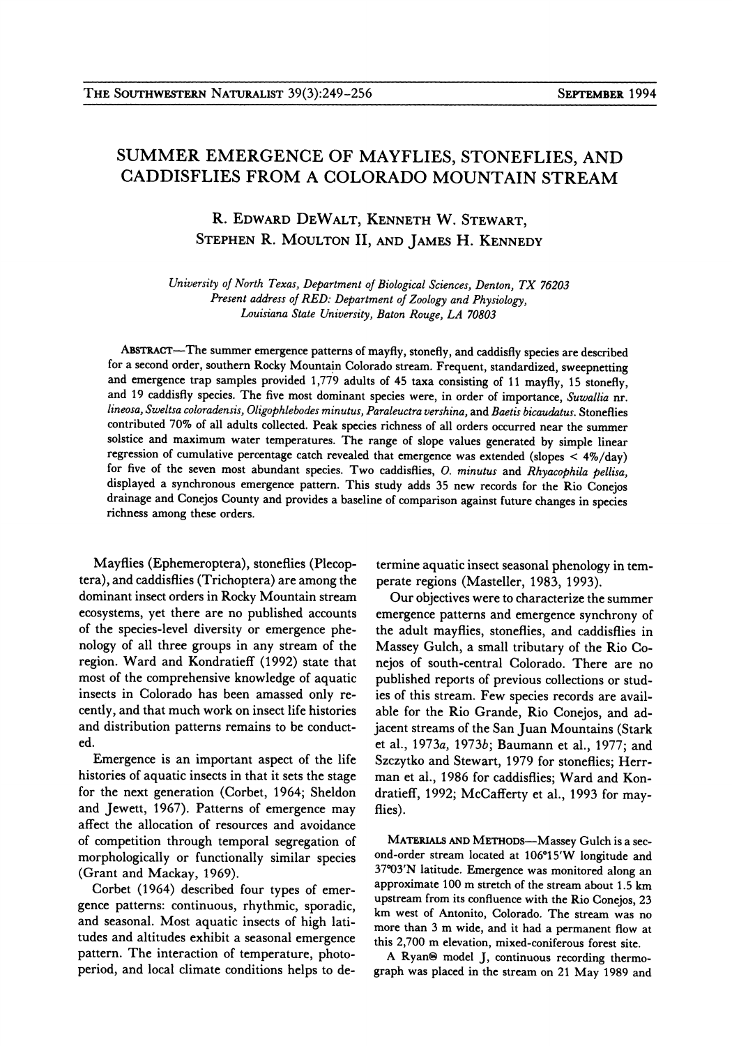# SUMMER EMERGENCE OF MAYFLIES, STONEFLIES, AND CADDISFLIES FROM A COLORADO MOUNTAIN STREAM

R. EDWARD DEWALT, KENNETH W. STEWART, STEPHEN R. MOULTON II, AND JAMES H. KENNEDY

*University of North Texas, Department of Biological Sciences, Denton, TX 76203*
*Present address of RED: Department of Zoology and Physiology, Louisiana State University, Baton Rouge, LA 70803*

ABSTRACT—The summer emergence patterns of mayfly, stonefly, and caddisfly species are described for a second order, southern Rocky Mountain Colorado stream. Frequent, standardized, sweepnetting and emergence trap samples provided 1,779 adults of 45 taxa consisting of 11 mayfly, 15 stonefly, and 19 caddisfly species. The five most dominant species were, in order of importance, *Suwallia* nr. *lineosa*, *Sweltsa coloradensis*, *Oligophlebodes minutus*, *Paraleuctra vershina*, and *Baetis bicaudatus*. Stoneflies contributed 70% of all adults collected. Peak species richness of all orders occurred near the summer solstice and maximum water temperatures. The range of slope values generated by simple linear regression of cumulative percentage catch revealed that emergence was extended (slopes < 4%/day) for five of the seven most abundant species. Two caddisflies, *O. minutus* and *Rhyacophila pellisa*, displayed a synchronous emergence pattern. This study adds 35 new records for the Rio Conejos drainage and Conejos County and provides a baseline of comparison against future changes in species richness among these orders.

Mayflies (Ephemeroptera), stoneflies (Plecoptera), and caddisflies (Trichoptera) are among the dominant insect orders in Rocky Mountain stream ecosystems, yet there are no published accounts of the species-level diversity or emergence phenology of all three groups in any stream of the region. Ward and Kondratieff (1992) state that most of the comprehensive knowledge of aquatic insects in Colorado has been amassed only recently, and that much work on insect life histories and distribution patterns remains to be conducted.

Emergence is an important aspect of the life histories of aquatic insects in that it sets the stage for the next generation (Corbet, 1964; Sheldon and Jewett, 1967). Patterns of emergence may affect the allocation of resources and avoidance of competition through temporal segregation of morphologically or functionally similar species (Grant and Mackay, 1969).

Corbet (1964) described four types of emergence patterns: continuous, rhythmic, sporadic, and seasonal. Most aquatic insects of high latitudes and altitudes exhibit a seasonal emergence pattern. The interaction of temperature, photoperiod, and local climate conditions helps to determine aquatic insect seasonal phenology in temperate regions (Masteller, 1983, 1993).

Our objectives were to characterize the summer emergence patterns and emergence synchrony of the adult mayflies, stoneflies, and caddisflies in Massey Gulch, a small tributary of the Rio Conejos of south-central Colorado. There are no published reports of previous collections or studies of this stream. Few species records are available for the Rio Grande, Rio Conejos, and adjacent streams of the San Juan Mountains (Stark et al., 1973*a*, 1973*b*; Baumann et al., 1977; and Szczytko and Stewart, 1979 for stoneflies; Herrman et al., 1986 for caddisflies; Ward and Kondratieff, 1992; McCafferty et al., 1993 for mayflies).

MATERIALS AND METHODS—Massey Gulch is a second-order stream located at 106°15′W longitude and 37°03′N latitude. Emergence was monitored along an approximate 100 m stretch of the stream about 1.5 km upstream from its confluence with the Rio Conejos, 23 km west of Antonito, Colorado. The stream was no more than 3 m wide, and it had a permanent flow at this 2,700 m elevation, mixed-coniferous forest site.

A Ryan® model J, continuous recording thermograph was placed in the stream on 21 May 1989 and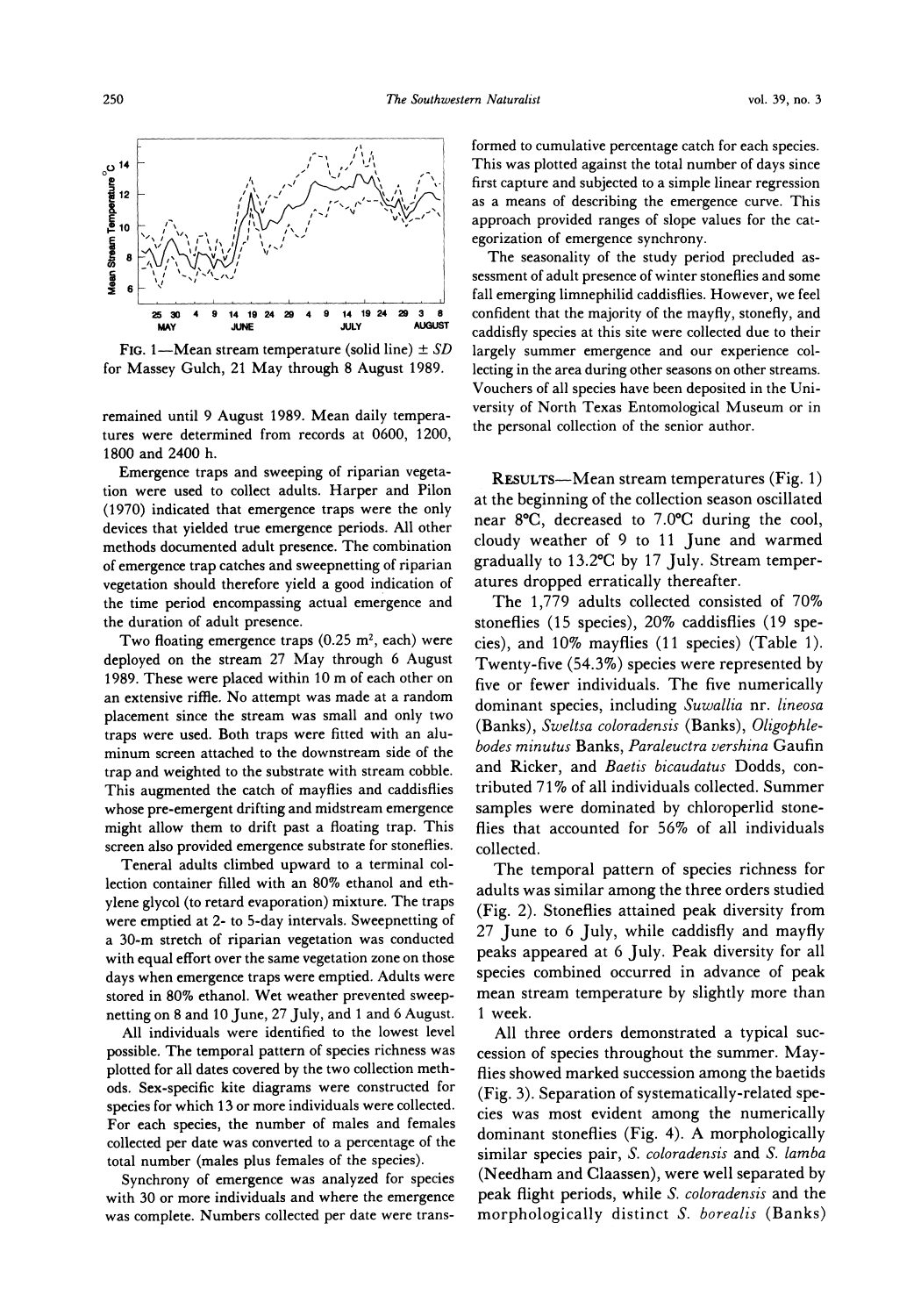Mean Stream Temperature °C

14

12

10

8

6

25 30 4 9 14 19 24 29 4 9 14 19 24 29 3 8

MAY JUNE JULY AUGUST

FIG. 1—Mean stream temperature (solid line) ± *SD* for Massey Gulch, 21 May through 8 August 1989.

remained until 9 August 1989. Mean daily temperatures were determined from records at 0600, 1200, 1800 and 2400 h.

Emergence traps and sweeping of riparian vegetation were used to collect adults. Harper and Pilon (1970) indicated that emergence traps were the only devices that yielded true emergence periods. All other methods documented adult presence. The combination of emergence trap catches and sweepnetting of riparian vegetation should therefore yield a good indication of the time period encompassing actual emergence and the duration of adult presence.

Two floating emergence traps (0.25 $m^2$, each) were deployed on the stream 27 May through 6 August 1989. These were placed within 10 m of each other on an extensive riffle. No attempt was made at a random placement since the stream was small and only two traps were used. Both traps were fitted with an aluminum screen attached to the downstream side of the trap and weighted to the substrate with stream cobble. This augmented the catch of mayflies and caddisflies whose pre-emergent drifting and midstream emergence might allow them to drift past a floating trap. This screen also provided emergence substrate for stoneflies.

Teneral adults climbed upward to a terminal collection container filled with an 80% ethanol and ethylene glycol (to retard evaporation) mixture. The traps were emptied at 2- to 5-day intervals. Sweepnetting of a 30-m stretch of riparian vegetation was conducted with equal effort over the same vegetation zone on those days when emergence traps were emptied. Adults were stored in 80% ethanol. Wet weather prevented sweepnetting on 8 and 10 June, 27 July, and 1 and 6 August.

All individuals were identified to the lowest level possible. The temporal pattern of species richness was plotted for all dates covered by the two collection methods. Sex-specific kite diagrams were constructed for species for which 13 or more individuals were collected. For each species, the number of males and females collected per date was converted to a percentage of the total number (males plus females of the species).

Synchrony of emergence was analyzed for species with 30 or more individuals and where the emergence was complete. Numbers collected per date were transformed to cumulative percentage catch for each species. This was plotted against the total number of days since first capture and subjected to a simple linear regression as a means of describing the emergence curve. This approach provided ranges of slope values for the categorization of emergence synchrony.

The seasonality of the study period precluded assessment of adult presence of winter stoneflies and some fall emerging limnephilid caddisflies. However, we feel confident that the majority of the mayfly, stonefly, and caddisfly species at this site were collected due to their largely summer emergence and our experience collecting in the area during other seasons on other streams. Vouchers of all species have been deposited in the University of North Texas Entomological Museum or in the personal collection of the senior author.

RESULTS—Mean stream temperatures (Fig. 1) at the beginning of the collection season oscillated near 8°C, decreased to 7.0°C during the cool, cloudy weather of 9 to 11 June and warmed gradually to 13.2°C by 17 July. Stream temperatures dropped erratically thereafter.

The 1,779 adults collected consisted of 70% stoneflies (15 species), 20% caddisflies (19 species), and 10% mayflies (11 species) (Table 1). Twenty-five (54.3%) species were represented by five or fewer individuals. The five numerically dominant species, including *Suwallia* nr. *lineosa* (Banks), *Sweltsa coloradensis* (Banks), *Oligophlebodes minutus* Banks, *Paraleuctra vershina* Gaufin and Ricker, and *Baetis bicaudatus* Dodds, contributed 71% of all individuals collected. Summer samples were dominated by chloroperlid stoneflies that accounted for 56% of all individuals collected.

The temporal pattern of species richness for adults was similar among the three orders studied (Fig. 2). Stoneflies attained peak diversity from 27 June to 6 July, while caddisfly and mayfly peaks appeared at 6 July. Peak diversity for all species combined occurred in advance of peak mean stream temperature by slightly more than 1 week.

All three orders demonstrated a typical succession of species throughout the summer. Mayflies showed marked succession among the baetids (Fig. 3). Separation of systematically-related species was most evident among the numerically dominant stoneflies (Fig. 4). A morphologically similar species pair, *S. coloradensis* and *S. lamba* (Needham and Claassen), were well separated by peak flight periods, while *S. coloradensis* and the morphologically distinct *S. borealis* (Banks)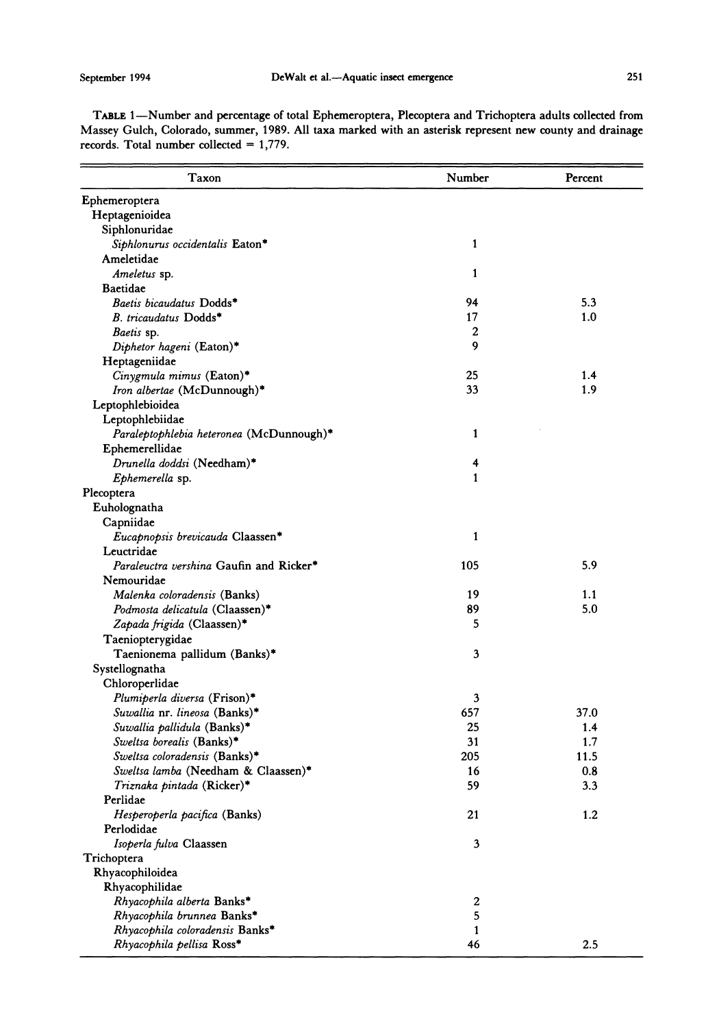TABLE 1—Number and percentage of total Ephemeroptera, Plecoptera and Trichoptera adults collected from Massey Gulch, Colorado, summer, 1989. All taxa marked with an asterisk represent new county and drainage records. Total number collected = 1,779.

| Taxon | Number | Percent |
|---|---|---|
| Ephemeroptera | | |
| Heptagenioidea | | |
| Siphlonuridae | | |
| *Siphlonurus occidentalis* Eaton* | 1 | |
| Ameletidae | | |
| *Ameletus* sp. | 1 | |
| Baetidae | | |
| *Baetis bicaudatus* Dodds* | 94 | 5.3 |
| *B. tricaudatus* Dodds* | 17 | 1.0 |
| *Baetis* sp. | 2 | |
| *Diphetor hageni* (Eaton)* | 9 | |
| Heptageniidae | | |
| *Cinygmula mimus* (Eaton)* | 25 | 1.4 |
| *Iron albertae* (McDunnough)* | 33 | 1.9 |
| Leptophlebioidea | | |
| Leptophlebiidae | | |
| *Paraleptophlebia heteronea* (McDunnough)* | 1 | |
| Ephemerellidae | | |
| *Drunella doddsi* (Needham)* | 4 | |
| *Ephemerella* sp. | 1 | |
| Plecoptera | | |
| Euholognatha | | |
| Capniidae | | |
| *Eucapnopsis brevicauda* Claassen* | 1 | |
| Leuctridae | | |
| *Paraleuctra vershina* Gaufin and Ricker* | 105 | 5.9 |
| Nemouridae | | |
| *Malenka coloradensis* (Banks) | 19 | 1.1 |
| *Podmosta delicatula* (Claassen)* | 89 | 5.0 |
| *Zapada frigida* (Claassen)* | 5 | |
| Taeniopterygidae | | |
| Taenionema pallidum (Banks)* | 3 | |
| Systellognatha | | |
| Chloroperlidae | | |
| *Plumiperla diversa* (Frison)* | 3 | |
| *Suwallia* nr. *lineosa* (Banks)* | 657 | 37.0 |
| *Suwallia pallidula* (Banks)* | 25 | 1.4 |
| *Sweltsa borealis* (Banks)* | 31 | 1.7 |
| *Sweltsa coloradensis* (Banks)* | 205 | 11.5 |
| *Sweltsa lamba* (Needham & Claassen)* | 16 | 0.8 |
| *Triznaka pintada* (Ricker)* | 59 | 3.3 |
| Perlidae | | |
| *Hesperoperla pacifica* (Banks) | 21 | 1.2 |
| Perlodidae | | |
| *Isoperla fulva* Claassen | 3 | |
| Trichoptera | | |
| Rhyacophiloidea | | |
| Rhyacophilidae | | |
| *Rhyacophila alberta* Banks* | 2 | |
| *Rhyacophila brunnea* Banks* | 5 | |
| *Rhyacophila coloradensis* Banks* | 1 | |
| *Rhyacophila pellisa* Ross* | 46 | 2.5 |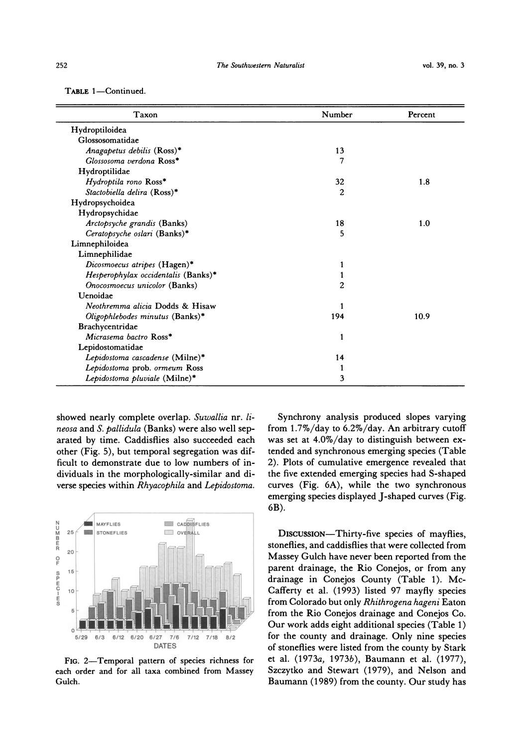TABLE 1—Continued.

| Taxon | Number | Percent |
|---|---|---|
| Hydroptiloidea | | |
| Glossosomatidae | | |
| *Anagapetus debilis* (Ross)* | 13 | |
| *Glossosoma verdona* Ross* | 7 | |
| Hydroptilidae | | |
| *Hydroptila rono* Ross* | 32 | 1.8 |
| *Stactobiella delira* (Ross)* | 2 | |
| Hydropsychoidea | | |
| Hydropsychidae | | |
| *Arctopsyche grandis* (Banks) | 18 | 1.0 |
| *Ceratopsyche oslari* (Banks)* | 5 | |
| Limnephiloidea | | |
| Limnephilidae | | |
| *Dicosmoecus atripes* (Hagen)* | 1 | |
| *Hesperophylax occidentalis* (Banks)* | 1 | |
| *Onocosmoecus unicolor* (Banks) | 2 | |
| Uenoidae | | |
| *Neothremma alicia* Dodds & Hisaw | 1 | |
| *Oligophlebodes minutus* (Banks)* | 194 | 10.9 |
| Brachycentridae | | |
| *Micrasema bactro* Ross* | 1 | |
| Lepidostomatidae | | |
| *Lepidostoma cascadense* (Milne)* | 14 | |
| *Lepidostoma* prob. *ormeum* Ross | 1 | |
| *Lepidostoma pluviale* (Milne)* | 3 | |

showed nearly complete overlap. *Suwallia* nr. *lineosa* and *S. pallidula* (Banks) were also well separated by time. Caddisflies also succeeded each other (Fig. 5), but temporal segregation was difficult to demonstrate due to low numbers of individuals in the morphologically-similar and diverse species within *Rhyacophila* and *Lepidostoma*.

MAYFLIES
STONEFLIES
CADDISFLIES
OVERALL
NUMBER OF SPECIES
0
5
10
15
20
25
5/29 6/3 6/12 6/20 6/27 7/6 7/12 7/18 8/2
DATES

FIG. 2—Temporal pattern of species richness for each order and for all taxa combined from Massey Gulch.

Synchrony analysis produced slopes varying from 1.7%/day to 6.2%/day. An arbitrary cutoff was set at 4.0%/day to distinguish between extended and synchronous emerging species (Table 2). Plots of cumulative emergence revealed that the five extended emerging species had S-shaped curves (Fig. 6A), while the two synchronous emerging species displayed J-shaped curves (Fig. 6B).

DISCUSSION—Thirty-five species of mayflies, stoneflies, and caddisflies that were collected from Massey Gulch have never been reported from the parent drainage, the Rio Conejos, or from any drainage in Conejos County (Table 1). McCafferty et al. (1993) listed 97 mayfly species from Colorado but only *Rhithrogena hageni* Eaton from the Rio Conejos drainage and Conejos Co. Our work adds eight additional species (Table 1) for the county and drainage. Only nine species of stoneflies were listed from the county by Stark et al. (1973*a*, 1973*b*), Baumann et al. (1977), Szczytko and Stewart (1979), and Nelson and Baumann (1989) from the county. Our study has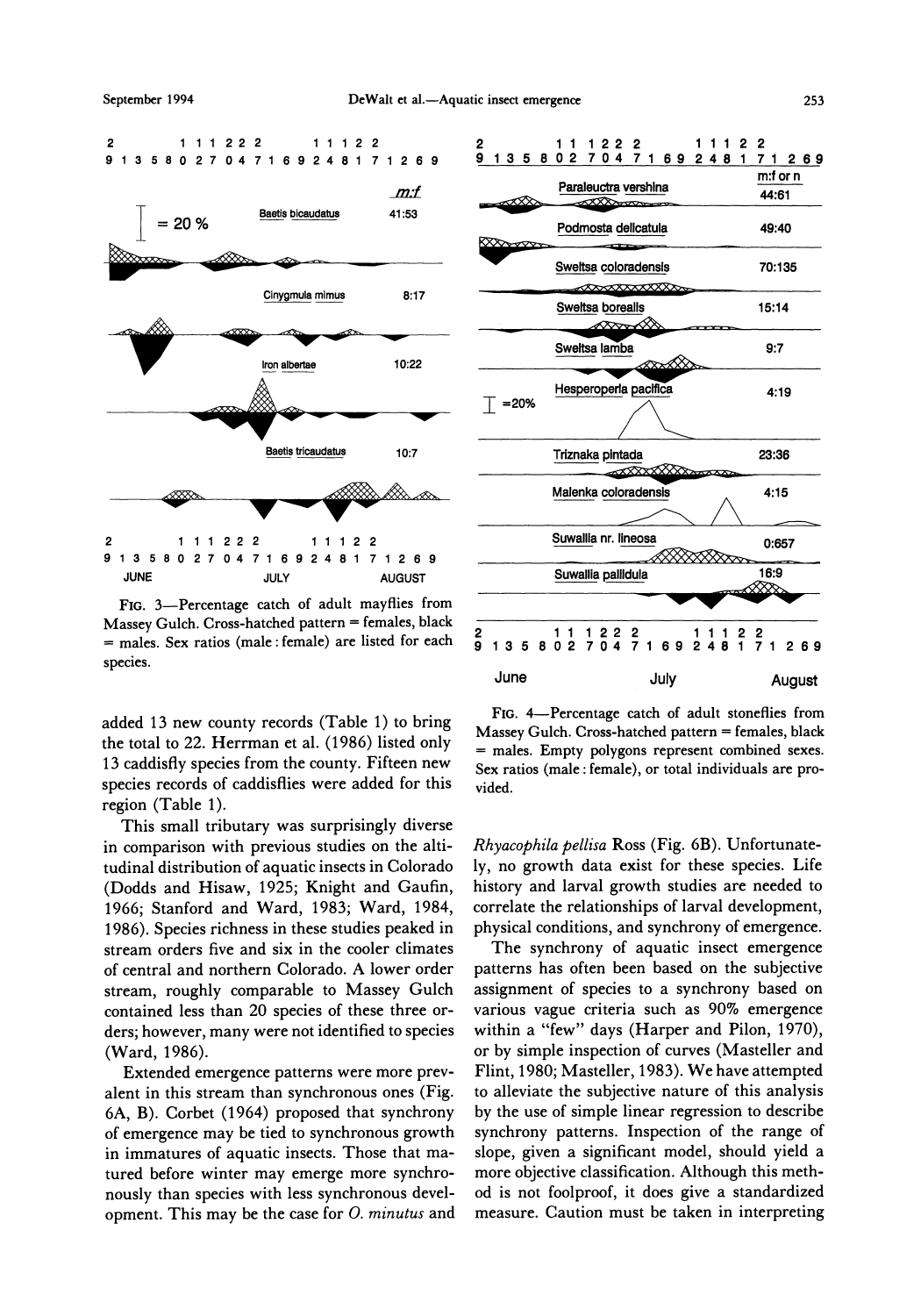2 1 1 1 2 2 2 1 1 1 2 2
9 1 3 5 8 0 2 7 0 4 7 1 6 9 2 4 8 1 7 1 2 6 9

m:f

= 20 %

Baetis bicaudatus 41:53

Cinygmula mimus 8:17

Iron albertae 10:22

Baetis tricaudatus 10:7

2 1 1 1 2 2 2 1 1 1 2 2
9 1 3 5 8 0 2 7 0 4 7 1 6 9 2 4 8 1 7 1 2 6 9
JUNE JULY AUGUST

FIG. 3—Percentage catch of adult mayflies from Massey Gulch. Cross-hatched pattern = females, black = males. Sex ratios (male : female) are listed for each species.

2 1 1 1 2 2 2 1 1 1 2 2
9 1 3 5 8 0 2 7 0 4 7 1 6 9 2 4 8 1 7 1 2 6 9

m:f or n

Paraleuctra vershina 44:61

Podmosta delicatula 49:40

Sweltsa coloradensis 70:135

Sweltsa borealis 15:14

Sweltsa lamba 9:7

Hesperoperla pacifica 4:19

=20%

Triznaka pintada 23:36

Malenka coloradensis 4:15

Suwallia nr. lineosa 0:657

Suwallia pallidula 16:9

2 1 1 1 2 2 2 1 1 1 2 2
9 1 3 5 8 0 2 7 0 4 7 1 6 9 2 4 8 1 7 1 2 6 9
June July August

FIG. 4—Percentage catch of adult stoneflies from Massey Gulch. Cross-hatched pattern = females, black = males. Empty polygons represent combined sexes. Sex ratios (male : female), or total individuals are provided.

added 13 new county records (Table 1) to bring the total to 22. Herrman et al. (1986) listed only 13 caddisfly species from the county. Fifteen new species records of caddisflies were added for this region (Table 1).

This small tributary was surprisingly diverse in comparison with previous studies on the altitudinal distribution of aquatic insects in Colorado (Dodds and Hisaw, 1925; Knight and Gaufin, 1966; Stanford and Ward, 1983; Ward, 1984, 1986). Species richness in these studies peaked in stream orders five and six in the cooler climates of central and northern Colorado. A lower order stream, roughly comparable to Massey Gulch contained less than 20 species of these three orders; however, many were not identified to species (Ward, 1986).

Extended emergence patterns were more prevalent in this stream than synchronous ones (Fig. 6A, B). Corbet (1964) proposed that synchrony of emergence may be tied to synchronous growth in immatures of aquatic insects. Those that matured before winter may emerge more synchronously than species with less synchronous development. This may be the case for *O. minutus* and *Rhyacophila pellisa* Ross (Fig. 6B). Unfortunately, no growth data exist for these species. Life history and larval growth studies are needed to correlate the relationships of larval development, physical conditions, and synchrony of emergence.

The synchrony of aquatic insect emergence patterns has often been based on the subjective assignment of species to a synchrony based on various vague criteria such as 90% emergence within a "few" days (Harper and Pilon, 1970), or by simple inspection of curves (Masteller and Flint, 1980; Masteller, 1983). We have attempted to alleviate the subjective nature of this analysis by the use of simple linear regression to describe synchrony patterns. Inspection of the range of slope, given a significant model, should yield a more objective classification. Although this method is not foolproof, it does give a standardized measure. Caution must be taken in interpreting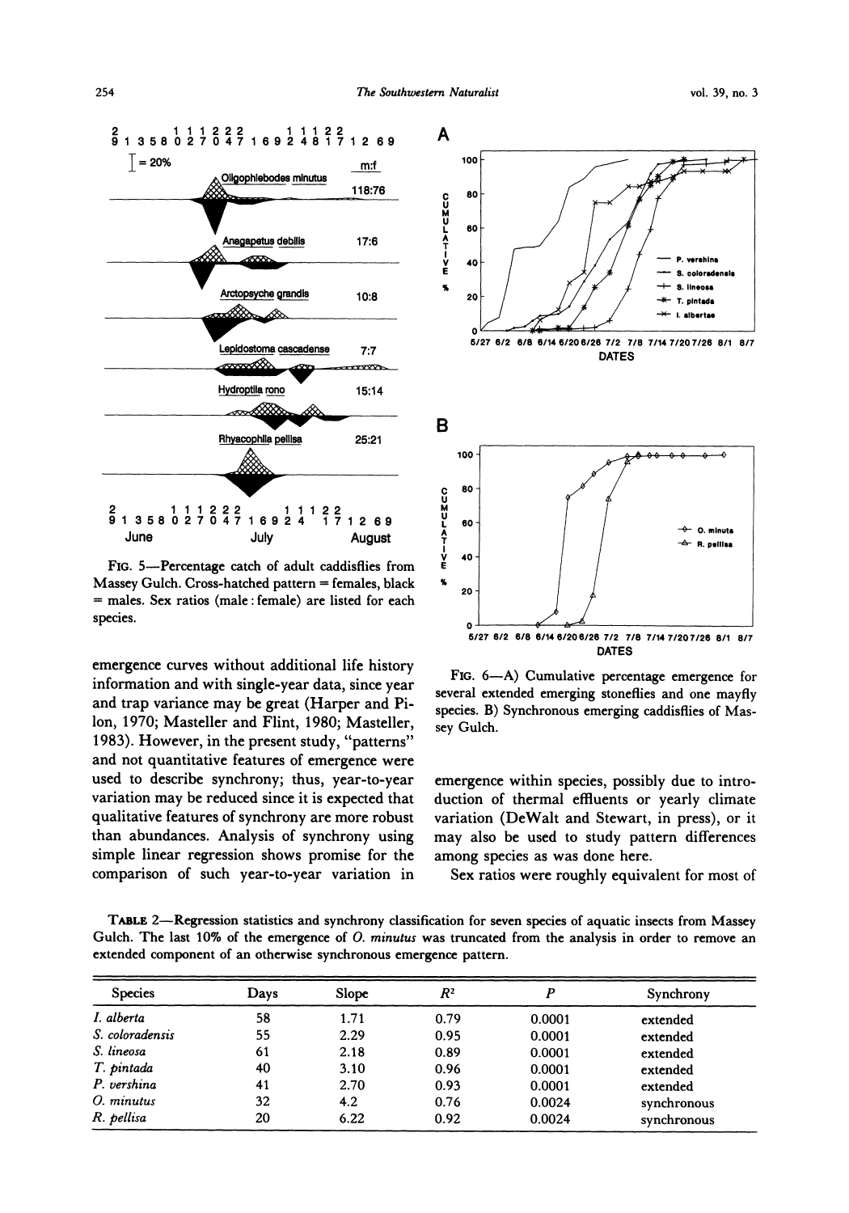FIG. 5—Percentage catch of adult caddisflies from Massey Gulch. Cross-hatched pattern = females, black = males. Sex ratios (male : female) are listed for each species.

FIG. 6—A) Cumulative percentage emergence for several extended emerging stoneflies and one mayfly species. B) Synchronous emerging caddisflies of Massey Gulch.

emergence curves without additional life history information and with single-year data, since year and trap variance may be great (Harper and Pilon, 1970; Masteller and Flint, 1980; Masteller, 1983). However, in the present study, "patterns" and not quantitative features of emergence were used to describe synchrony; thus, year-to-year variation may be reduced since it is expected that qualitative features of synchrony are more robust than abundances. Analysis of synchrony using simple linear regression shows promise for the comparison of such year-to-year variation in emergence within species, possibly due to introduction of thermal effluents or yearly climate variation (DeWalt and Stewart, in press), or it may also be used to study pattern differences among species as was done here.

Sex ratios were roughly equivalent for most of

TABLE 2—Regression statistics and synchrony classification for seven species of aquatic insects from Massey Gulch. The last 10% of the emergence of *O. minutus* was truncated from the analysis in order to remove an extended component of an otherwise synchronous emergence pattern.

| Species | Days | Slope | $R^2$ | $P$ | Synchrony |
|---|---|---|---|---|---|
| *I. alberta* | 58 | 1.71 | 0.79 | 0.0001 | extended |
| *S. coloradensis* | 55 | 2.29 | 0.95 | 0.0001 | extended |
| *S. lineosa* | 61 | 2.18 | 0.89 | 0.0001 | extended |
| *T. pintada* | 40 | 3.10 | 0.96 | 0.0001 | extended |
| *P. vershina* | 41 | 2.70 | 0.93 | 0.0001 | extended |
| *O. minutus* | 32 | 4.2 | 0.76 | 0.0024 | synchronous |
| *R. pellisa* | 20 | 6.22 | 0.92 | 0.0024 | synchronous |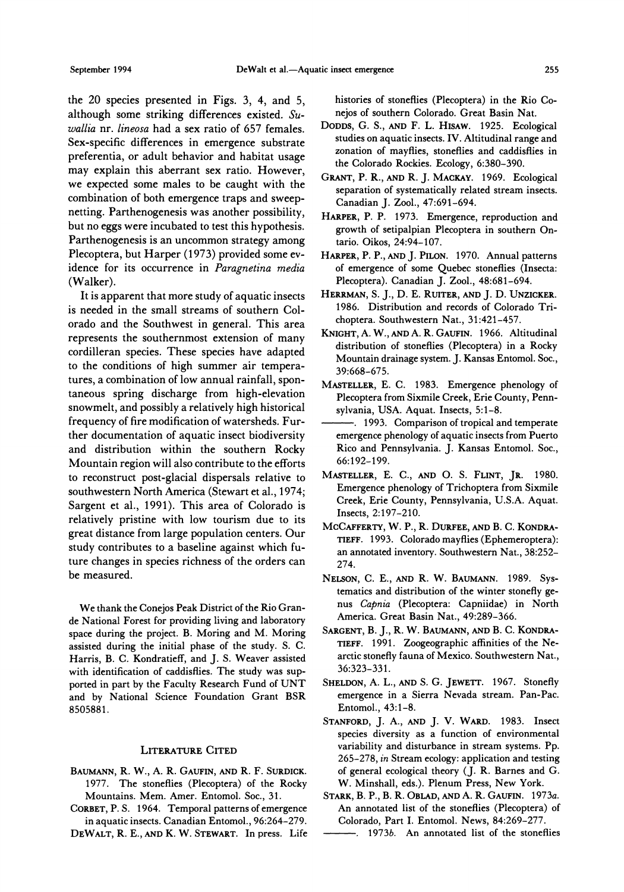the 20 species presented in Figs. 3, 4, and 5, although some striking differences existed. *Suwallia* nr. *lineosa* had a sex ratio of 657 females. Sex-specific differences in emergence substrate preferentia, or adult behavior and habitat usage may explain this aberrant sex ratio. However, we expected some males to be caught with the combination of both emergence traps and sweep-netting. Parthenogenesis was another possibility, but no eggs were incubated to test this hypothesis. Parthenogenesis is an uncommon strategy among Plecoptera, but Harper (1973) provided some evidence for its occurrence in *Paragnetina media* (Walker).

It is apparent that more study of aquatic insects is needed in the small streams of southern Colorado and the Southwest in general. This area represents the southernmost extension of many cordilleran species. These species have adapted to the conditions of high summer air temperatures, a combination of low annual rainfall, spontaneous spring discharge from high-elevation snowmelt, and possibly a relatively high historical frequency of fire modification of watersheds. Further documentation of aquatic insect biodiversity and distribution within the southern Rocky Mountain region will also contribute to the efforts to reconstruct post-glacial dispersals relative to southwestern North America (Stewart et al., 1974; Sargent et al., 1991). This area of Colorado is relatively pristine with low tourism due to its great distance from large population centers. Our study contributes to a baseline against which future changes in species richness of the orders can be measured.

We thank the Conejos Peak District of the Rio Grande National Forest for providing living and laboratory space during the project. B. Moring and M. Moring assisted during the initial phase of the study. S. C. Harris, B. C. Kondratieff, and J. S. Weaver assisted with identification of caddisflies. The study was supported in part by the Faculty Research Fund of UNT and by National Science Foundation Grant BSR 8505881.

## Literature Cited

Baumann, R. W., A. R. Gaufin, and R. F. Surdick. 1977. The stoneflies (Plecoptera) of the Rocky Mountains. Mem. Amer. Entomol. Soc., 31.

Corbet, P. S. 1964. Temporal patterns of emergence in aquatic insects. Canadian Entomol., 96:264–279.

DeWalt, R. E., and K. W. Stewart. In press. Life histories of stoneflies (Plecoptera) in the Rio Conejos of southern Colorado. Great Basin Nat.

Dodds, G. S., and F. L. Hisaw. 1925. Ecological studies on aquatic insects. IV. Altitudinal range and zonation of mayflies, stoneflies and caddisflies in the Colorado Rockies. Ecology, 6:380–390.

Grant, P. R., and R. J. Mackay. 1969. Ecological separation of systematically related stream insects. Canadian J. Zool., 47:691–694.

Harper, P. P. 1973. Emergence, reproduction and growth of setipalpian Plecoptera in southern Ontario. Oikos, 24:94–107.

Harper, P. P., and J. Pilon. 1970. Annual patterns of emergence of some Quebec stoneflies (Insecta: Plecoptera). Canadian J. Zool., 48:681–694.

Herrman, S. J., D. E. Ruiter, and J. D. Unzicker. 1986. Distribution and records of Colorado Trichoptera. Southwestern Nat., 31:421–457.

Knight, A. W., and A. R. Gaufin. 1966. Altitudinal distribution of stoneflies (Plecoptera) in a Rocky Mountain drainage system. J. Kansas Entomol. Soc., 39:668–675.

Masteller, E. C. 1983. Emergence phenology of Plecoptera from Sixmile Creek, Erie County, Pennsylvania, USA. Aquat. Insects, 5:1–8.

———. 1993. Comparison of tropical and temperate emergence phenology of aquatic insects from Puerto Rico and Pennsylvania. J. Kansas Entomol. Soc., 66:192–199.

Masteller, E. C., and O. S. Flint, Jr. 1980. Emergence phenology of Trichoptera from Sixmile Creek, Erie County, Pennsylvania, U.S.A. Aquat. Insects, 2:197–210.

McCafferty, W. P., R. Durfee, and B. C. Kondratieff. 1993. Colorado mayflies (Ephemeroptera): an annotated inventory. Southwestern Nat., 38:252–274.

Nelson, C. E., and R. W. Baumann. 1989. Systematics and distribution of the winter stonefly genus *Capnia* (Plecoptera: Capniidae) in North America. Great Basin Nat., 49:289–366.

Sargent, B. J., R. W. Baumann, and B. C. Kondratieff. 1991. Zoogeographic affinities of the Nearctic stonefly fauna of Mexico. Southwestern Nat., 36:323–331.

Sheldon, A. L., and S. G. Jewett. 1967. Stonefly emergence in a Sierra Nevada stream. Pan-Pac. Entomol., 43:1–8.

Stanford, J. A., and J. V. Ward. 1983. Insect species diversity as a function of environmental variability and disturbance in stream systems. Pp. 265–278, *in* Stream ecology: application and testing of general ecological theory (J. R. Barnes and G. W. Minshall, eds.). Plenum Press, New York.

Stark, B. P., B. R. Oblad, and A. R. Gaufin. 1973*a*. An annotated list of the stoneflies (Plecoptera) of Colorado, Part I. Entomol. News, 84:269–277.

———. 1973*b*. An annotated list of the stoneflies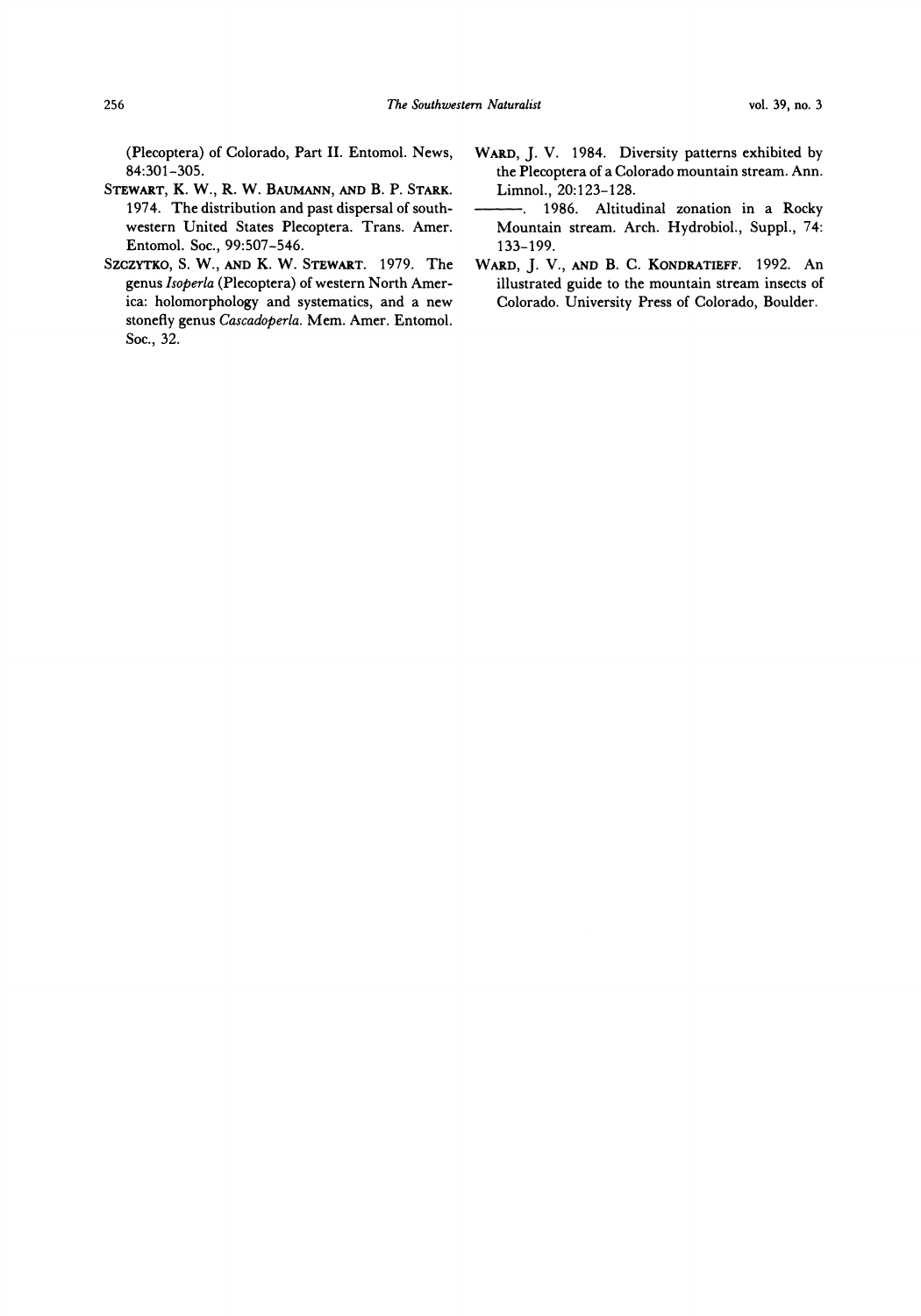(Plecoptera) of Colorado, Part II. Entomol. News, 84:301–305.

STEWART, K. W., R. W. BAUMANN, AND B. P. STARK. 1974. The distribution and past dispersal of southwestern United States Plecoptera. Trans. Amer. Entomol. Soc., 99:507–546.

SZCZYTKO, S. W., AND K. W. STEWART. 1979. The genus *Isoperla* (Plecoptera) of western North America: holomorphology and systematics, and a new stonefly genus *Cascadoperla*. Mem. Amer. Entomol. Soc., 32.

WARD, J. V. 1984. Diversity patterns exhibited by the Plecoptera of a Colorado mountain stream. Ann. Limnol., 20:123–128.

———. 1986. Altitudinal zonation in a Rocky Mountain stream. Arch. Hydrobiol., Suppl., 74: 133–199.

WARD, J. V., AND B. C. KONDRATIEFF. 1992. An illustrated guide to the mountain stream insects of Colorado. University Press of Colorado, Boulder.